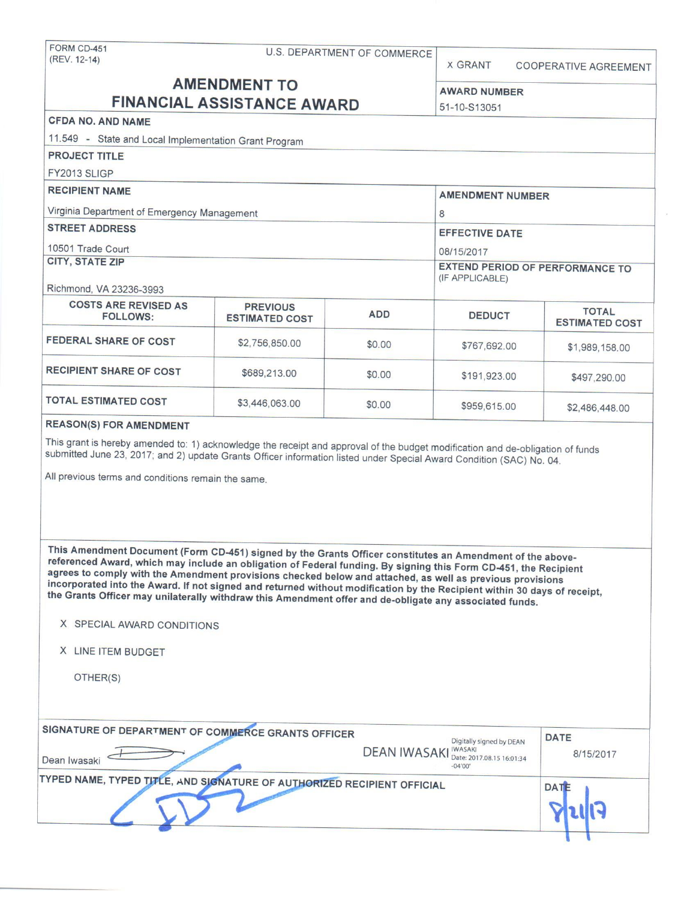FORM CD-451
(REV. 12-14)

U.S. DEPARTMENT OF COMMERCE

X GRANT    COOPERATIVE AGREEMENT

# AMENDMENT TO FINANCIAL ASSISTANCE AWARD

**AWARD NUMBER**
51-10-S13051

**CFDA NO. AND NAME**
11.549 - State and Local Implementation Grant Program

**PROJECT TITLE**
FY2013 SLIGP

**RECIPIENT NAME**
Virginia Department of Emergency Management

**AMENDMENT NUMBER**
8

**STREET ADDRESS**
10501 Trade Court

**EFFECTIVE DATE**
08/15/2017

**CITY, STATE ZIP**
Richmond, VA 23236-3993

**EXTEND PERIOD OF PERFORMANCE TO**
(IF APPLICABLE)

| COSTS ARE REVISED AS FOLLOWS: | PREVIOUS ESTIMATED COST | ADD | DEDUCT | TOTAL ESTIMATED COST |
|---|---|---|---|---|
| FEDERAL SHARE OF COST | $2,756,850.00 | $0.00 | $767,692.00 | $1,989,158.00 |
| RECIPIENT SHARE OF COST | $689,213.00 | $0.00 | $191,923.00 | $497,290.00 |
| TOTAL ESTIMATED COST | $3,446,063.00 | $0.00 | $959,615.00 | $2,486,448.00 |

**REASON(S) FOR AMENDMENT**

This grant is hereby amended to: 1) acknowledge the receipt and approval of the budget modification and de-obligation of funds submitted June 23, 2017; and 2) update Grants Officer information listed under Special Award Condition (SAC) No. 04.

All previous terms and conditions remain the same.

**This Amendment Document (Form CD-451) signed by the Grants Officer constitutes an Amendment of the above-referenced Award, which may include an obligation of Federal funding. By signing this Form CD-451, the Recipient agrees to comply with the Amendment provisions checked below and attached, as well as previous provisions incorporated into the Award. If not signed and returned without modification by the Recipient within 30 days of receipt, the Grants Officer may unilaterally withdraw this Amendment offer and de-obligate any associated funds.**

X SPECIAL AWARD CONDITIONS

X LINE ITEM BUDGET

OTHER(S)

**SIGNATURE OF DEPARTMENT OF COMMERCE GRANTS OFFICER**

Dean Iwasaki

DEAN IWASAKI — Digitally signed by DEAN IWASAKI Date: 2017.08.15 16:01:34 -04'00'

**DATE**
8/15/2017

**TYPED NAME, TYPED TITLE, AND SIGNATURE OF AUTHORIZED RECIPIENT OFFICIAL**

**DATE**
8/21/17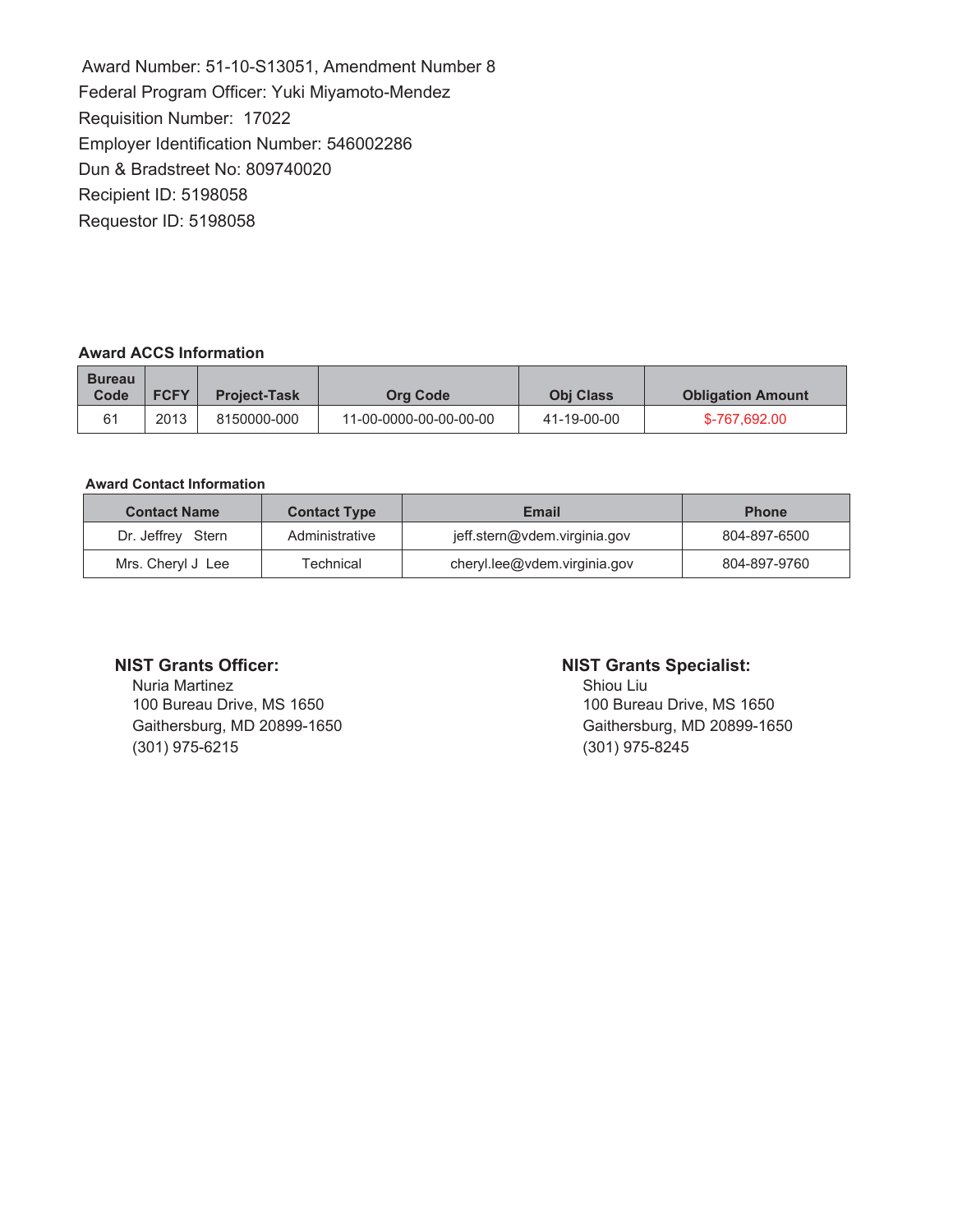Award Number: 51-10-S13051, Amendment Number 8
Federal Program Officer: Yuki Miyamoto-Mendez
Requisition Number: 17022
Employer Identification Number: 546002286
Dun & Bradstreet No: 809740020
Recipient ID: 5198058
Requestor ID: 5198058

**Award ACCS Information**

| Bureau Code | FCFY | Project-Task | Org Code | Obj Class | Obligation Amount |
|---|---|---|---|---|---|
| 61 | 2013 | 8150000-000 | 11-00-0000-00-00-00-00 | 41-19-00-00 | $-767,692.00 |

**Award Contact Information**

| Contact Name | Contact Type | Email | Phone |
|---|---|---|---|
| Dr. Jeffrey Stern | Administrative | jeff.stern@vdem.virginia.gov | 804-897-6500 |
| Mrs. Cheryl J Lee | Technical | cheryl.lee@vdem.virginia.gov | 804-897-9760 |

**NIST Grants Officer:**
Nuria Martinez
100 Bureau Drive, MS 1650
Gaithersburg, MD 20899-1650
(301) 975-6215

**NIST Grants Specialist:**
Shiou Liu
100 Bureau Drive, MS 1650
Gaithersburg, MD 20899-1650
(301) 975-8245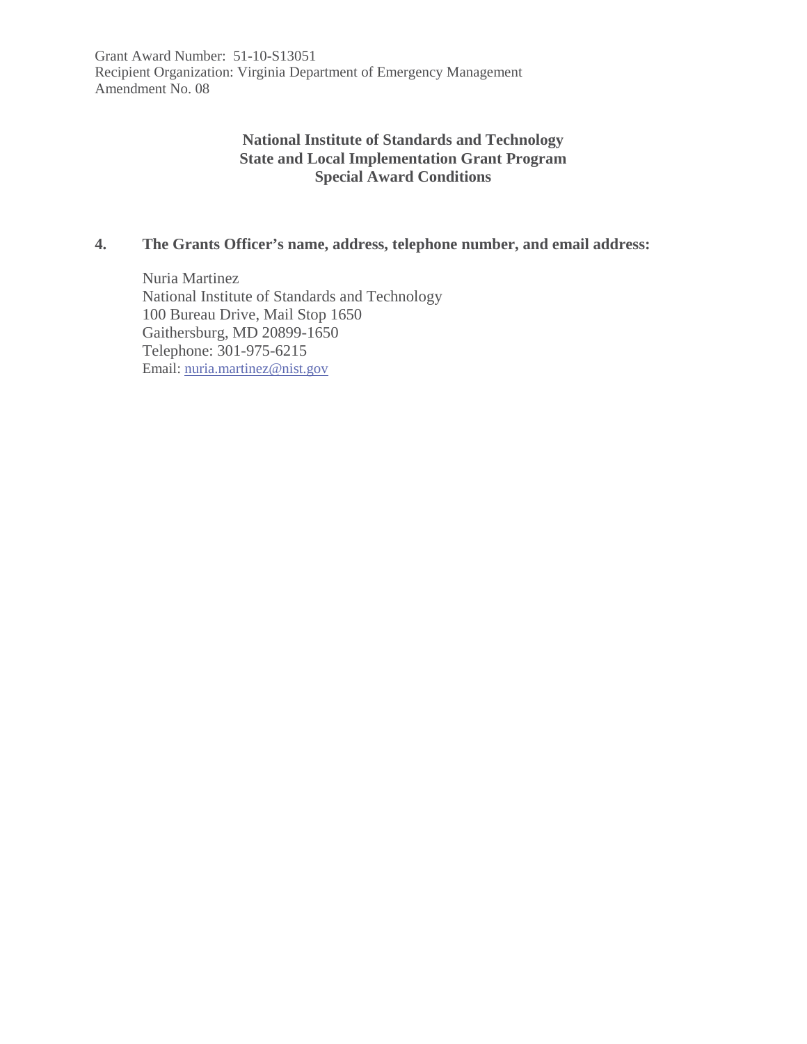Grant Award Number: 51-10-S13051
Recipient Organization: Virginia Department of Emergency Management
Amendment No. 08

**National Institute of Standards and Technology**
**State and Local Implementation Grant Program**
**Special Award Conditions**

**4. The Grants Officer's name, address, telephone number, and email address:**

Nuria Martinez
National Institute of Standards and Technology
100 Bureau Drive, Mail Stop 1650
Gaithersburg, MD 20899-1650
Telephone: 301-975-6215
Email: nuria.martinez@nist.gov